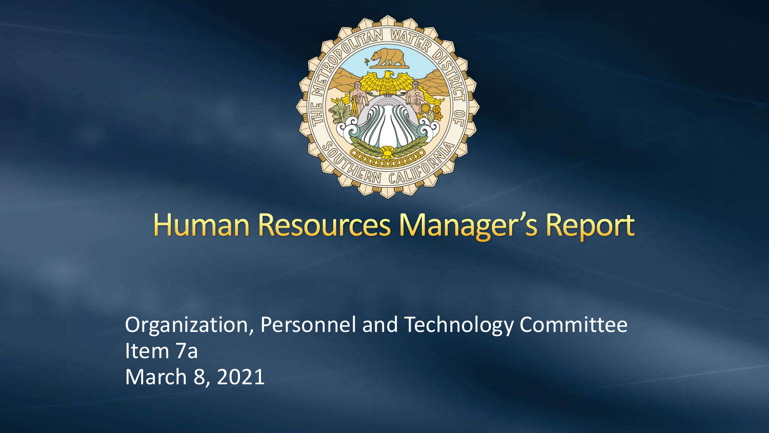# Human Resources Manager's Report

Organization, Personnel and Technology Committee
Item 7a
March 8, 2021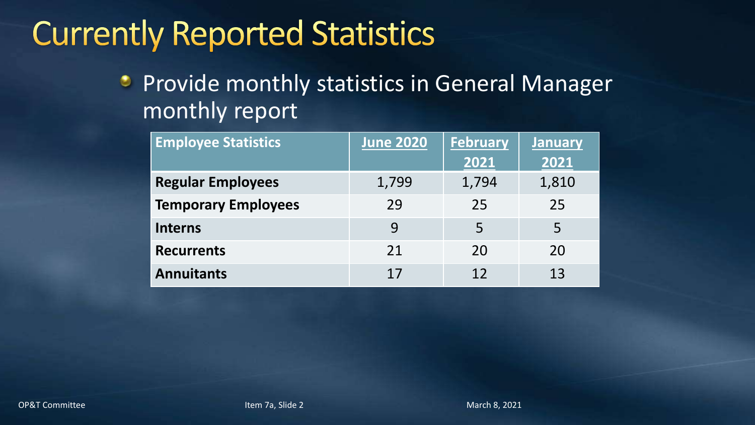# Currently Reported Statistics

- Provide monthly statistics in General Manager monthly report

| Employee Statistics | June 2020 | February 2021 | January 2021 |
|---|---|---|---|
| **Regular Employees** | 1,799 | 1,794 | 1,810 |
| **Temporary Employees** | 29 | 25 | 25 |
| **Interns** | 9 | 5 | 5 |
| **Recurrents** | 21 | 20 | 20 |
| **Annuitants** | 17 | 12 | 13 |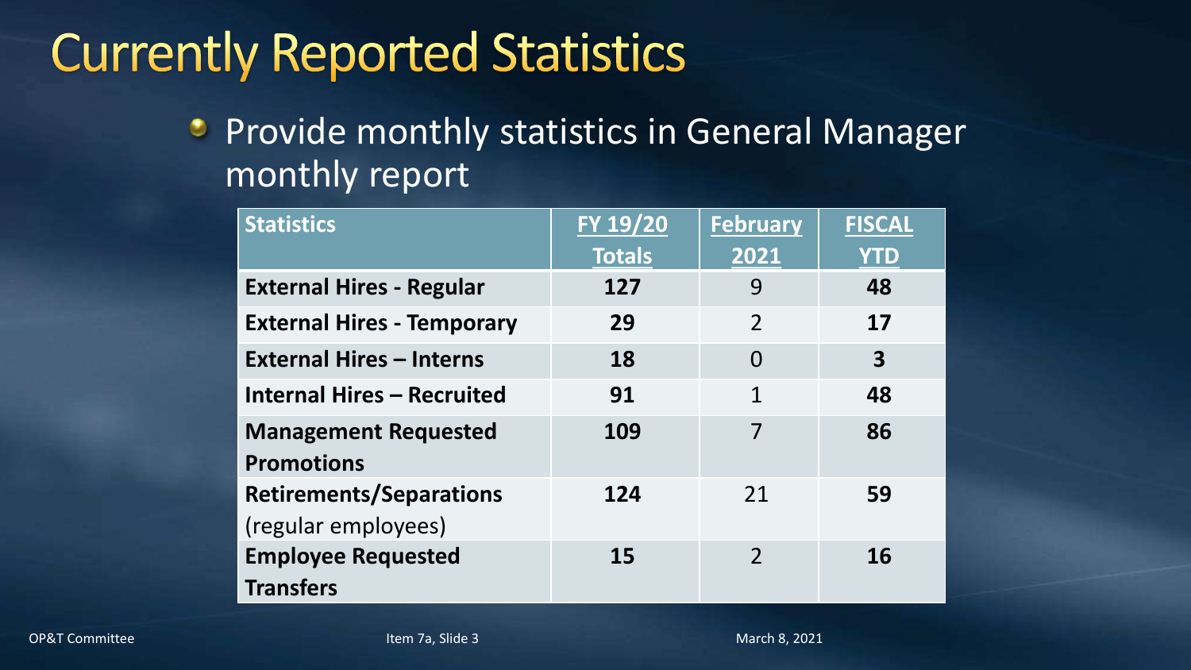# Currently Reported Statistics

- Provide monthly statistics in General Manager monthly report

| Statistics | FY 19/20 Totals | February 2021 | FISCAL YTD |
|---|---|---|---|
| **External Hires - Regular** | **127** | 9 | **48** |
| **External Hires - Temporary** | **29** | 2 | **17** |
| **External Hires – Interns** | **18** | 0 | **3** |
| **Internal Hires – Recruited** | **91** | 1 | **48** |
| **Management Requested Promotions** | **109** | 7 | **86** |
| **Retirements/Separations** (regular employees) | **124** | 21 | **59** |
| **Employee Requested Transfers** | **15** | 2 | **16** |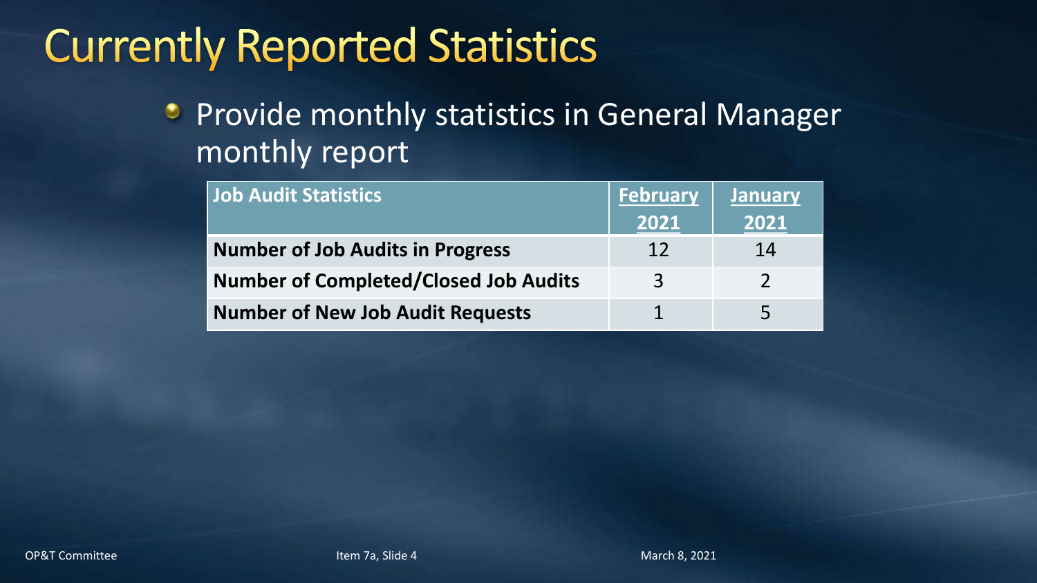# Currently Reported Statistics

- Provide monthly statistics in General Manager monthly report

| Job Audit Statistics | February 2021 | January 2021 |
|---|---|---|
| **Number of Job Audits in Progress** | 12 | 14 |
| **Number of Completed/Closed Job Audits** | 3 | 2 |
| **Number of New Job Audit Requests** | 1 | 5 |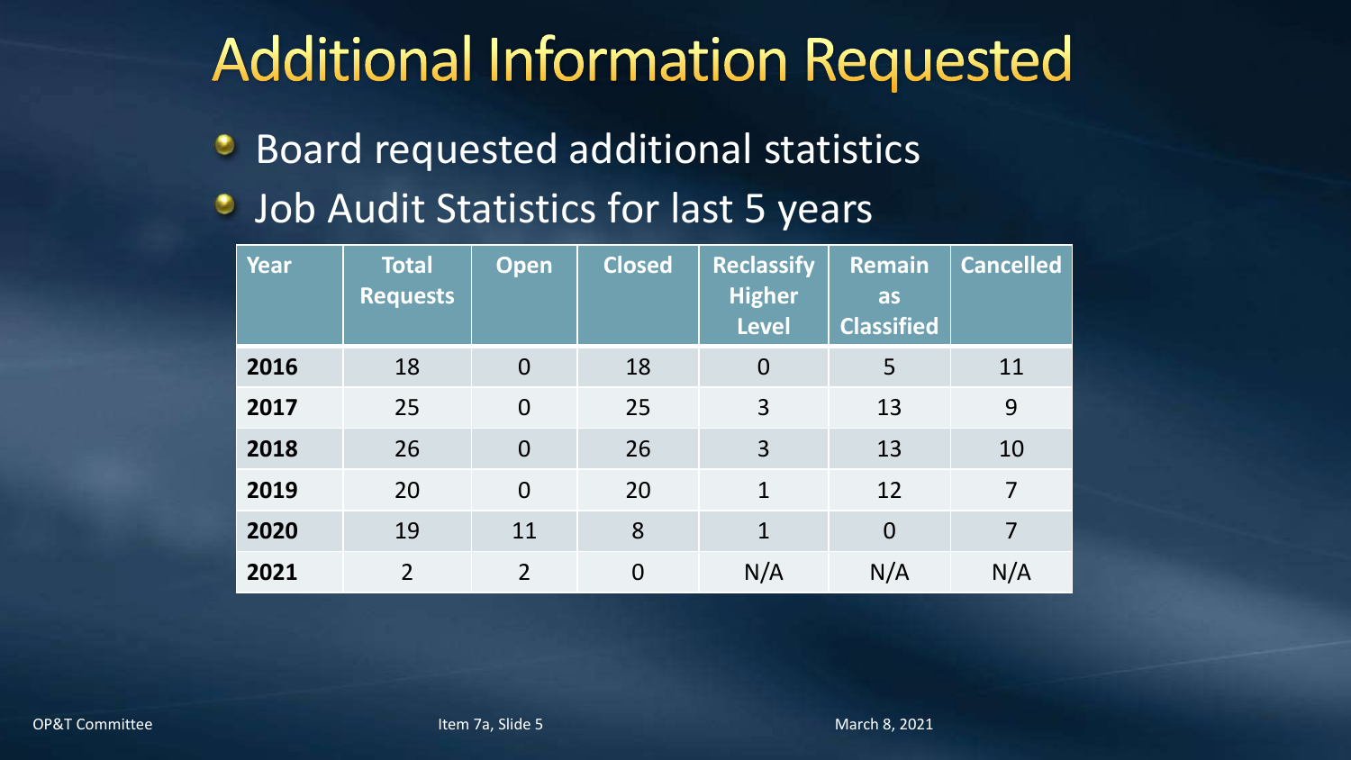# Additional Information Requested

- Board requested additional statistics
- Job Audit Statistics for last 5 years

| Year | Total Requests | Open | Closed | Reclassify Higher Level | Remain as Classified | Cancelled |
|---|---|---|---|---|---|---|
| **2016** | 18 | 0 | 18 | 0 | 5 | 11 |
| **2017** | 25 | 0 | 25 | 3 | 13 | 9 |
| **2018** | 26 | 0 | 26 | 3 | 13 | 10 |
| **2019** | 20 | 0 | 20 | 1 | 12 | 7 |
| **2020** | 19 | 11 | 8 | 1 | 0 | 7 |
| **2021** | 2 | 2 | 0 | N/A | N/A | N/A |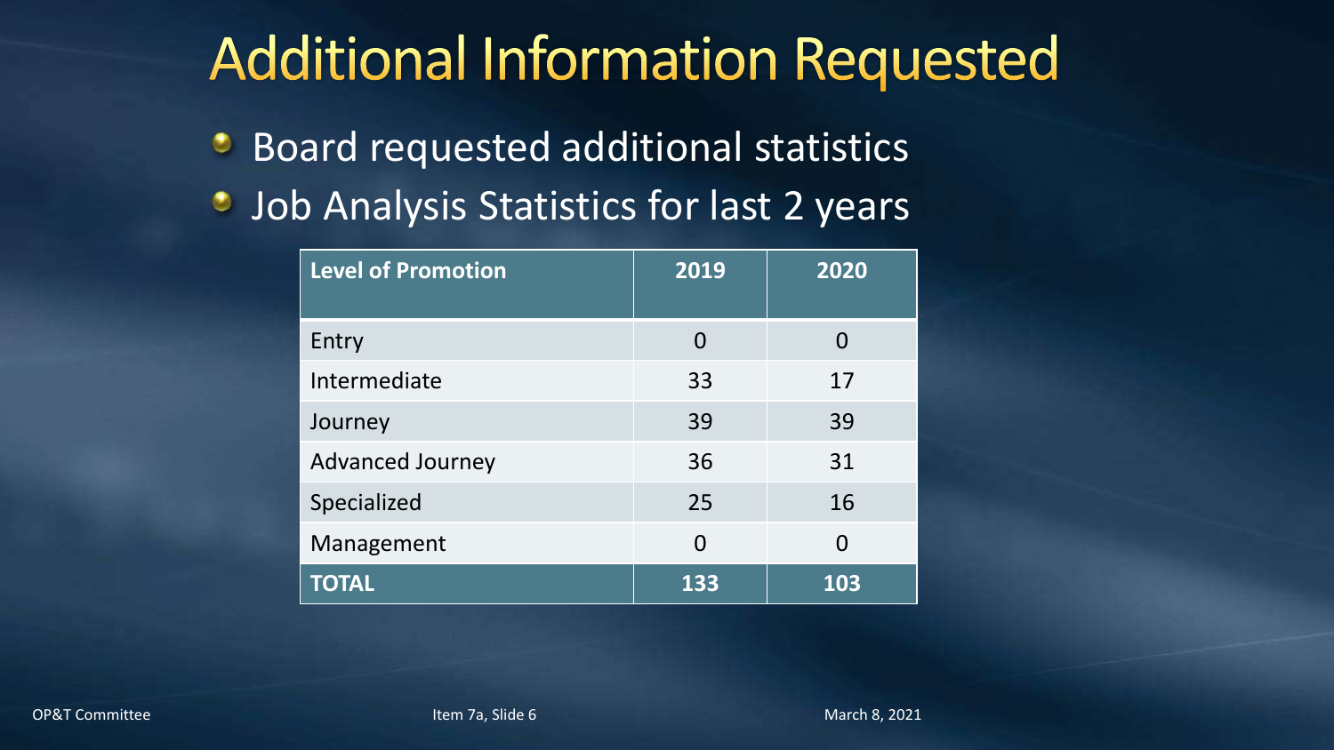# Additional Information Requested

- Board requested additional statistics
- Job Analysis Statistics for last 2 years

| Level of Promotion | 2019 | 2020 |
| --- | --- | --- |
| Entry | 0 | 0 |
| Intermediate | 33 | 17 |
| Journey | 39 | 39 |
| Advanced Journey | 36 | 31 |
| Specialized | 25 | 16 |
| Management | 0 | 0 |
| **TOTAL** | **133** | **103** |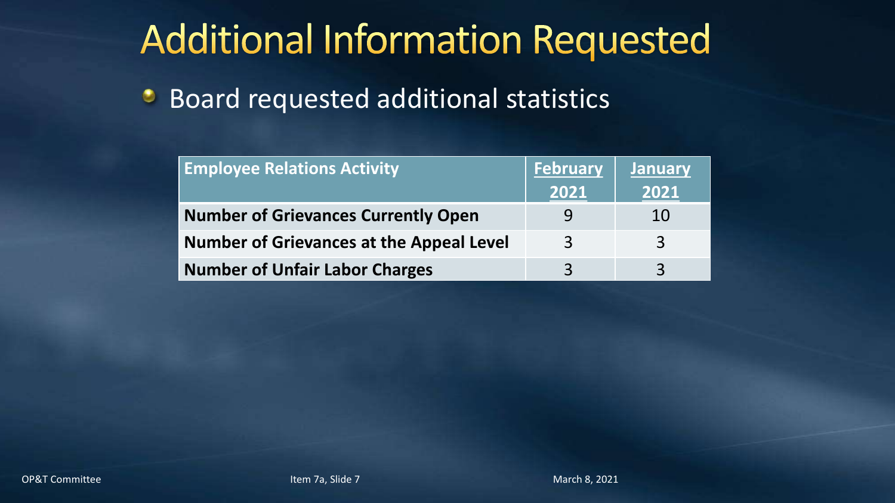# Additional Information Requested

- Board requested additional statistics

| Employee Relations Activity | February 2021 | January 2021 |
| --- | --- | --- |
| **Number of Grievances Currently Open** | 9 | 10 |
| **Number of Grievances at the Appeal Level** | 3 | 3 |
| **Number of Unfair Labor Charges** | 3 | 3 |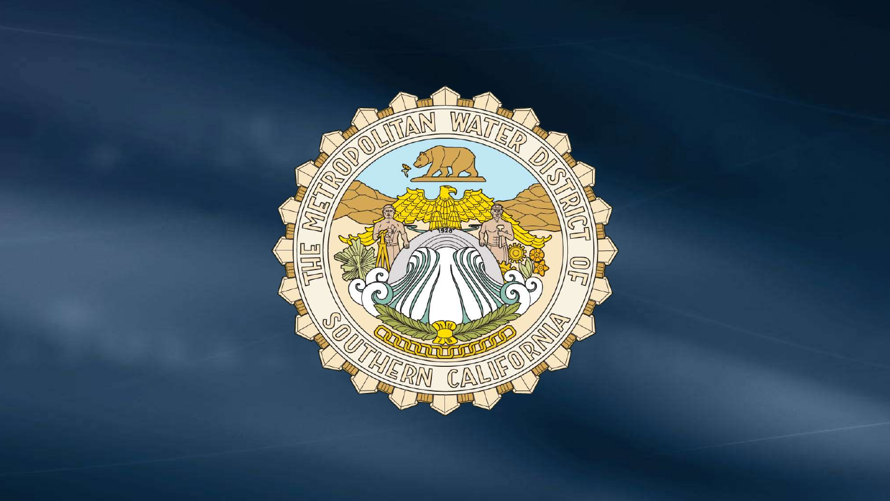THE METROPOLITAN WATER DISTRICT OF SOUTHERN CALIFORNIA